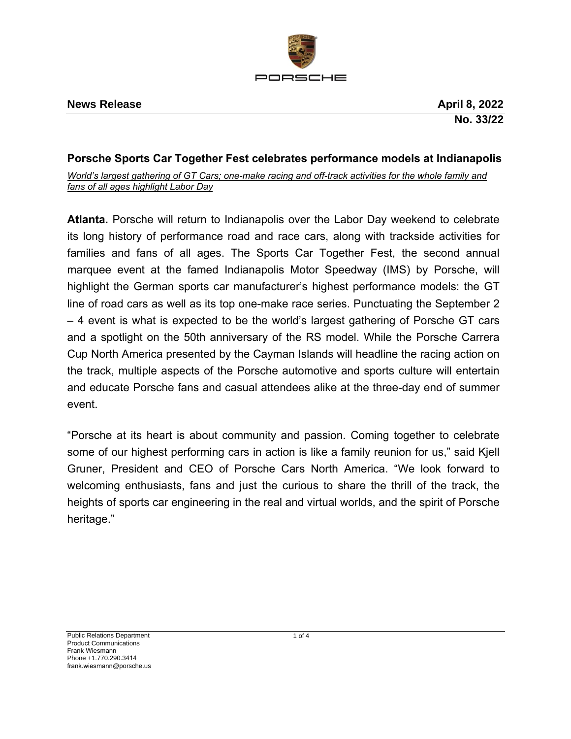PORSCHE

**News Release** **April 8, 2022**
**No. 33/22**

## Porsche Sports Car Together Fest celebrates performance models at Indianapolis

*World's largest gathering of GT Cars; one-make racing and off-track activities for the whole family and fans of all ages highlight Labor Day*

**Atlanta.** Porsche will return to Indianapolis over the Labor Day weekend to celebrate its long history of performance road and race cars, along with trackside activities for families and fans of all ages. The Sports Car Together Fest, the second annual marquee event at the famed Indianapolis Motor Speedway (IMS) by Porsche, will highlight the German sports car manufacturer's highest performance models: the GT line of road cars as well as its top one-make race series. Punctuating the September 2 – 4 event is what is expected to be the world's largest gathering of Porsche GT cars and a spotlight on the 50th anniversary of the RS model. While the Porsche Carrera Cup North America presented by the Cayman Islands will headline the racing action on the track, multiple aspects of the Porsche automotive and sports culture will entertain and educate Porsche fans and casual attendees alike at the three-day end of summer event.

"Porsche at its heart is about community and passion. Coming together to celebrate some of our highest performing cars in action is like a family reunion for us," said Kjell Gruner, President and CEO of Porsche Cars North America. "We look forward to welcoming enthusiasts, fans and just the curious to share the thrill of the track, the heights of sports car engineering in the real and virtual worlds, and the spirit of Porsche heritage."

Public Relations Department
Product Communications
Frank Wiesmann
Phone +1.770.290.3414
frank.wiesmann@porsche.us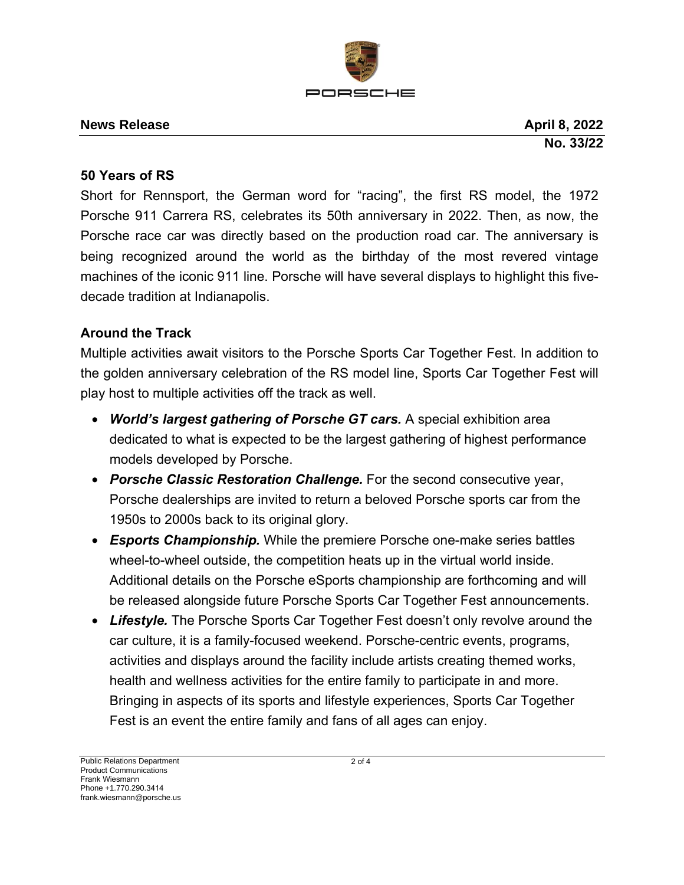**News Release** **April 8, 2022**

**No. 33/22**

**50 Years of RS**

Short for Rennsport, the German word for "racing", the first RS model, the 1972 Porsche 911 Carrera RS, celebrates its 50th anniversary in 2022. Then, as now, the Porsche race car was directly based on the production road car. The anniversary is being recognized around the world as the birthday of the most revered vintage machines of the iconic 911 line. Porsche will have several displays to highlight this five-decade tradition at Indianapolis.

**Around the Track**

Multiple activities await visitors to the Porsche Sports Car Together Fest. In addition to the golden anniversary celebration of the RS model line, Sports Car Together Fest will play host to multiple activities off the track as well.

- ***World's largest gathering of Porsche GT cars.*** A special exhibition area dedicated to what is expected to be the largest gathering of highest performance models developed by Porsche.
- ***Porsche Classic Restoration Challenge.*** For the second consecutive year, Porsche dealerships are invited to return a beloved Porsche sports car from the 1950s to 2000s back to its original glory.
- ***Esports Championship.*** While the premiere Porsche one-make series battles wheel-to-wheel outside, the competition heats up in the virtual world inside. Additional details on the Porsche eSports championship are forthcoming and will be released alongside future Porsche Sports Car Together Fest announcements.
- ***Lifestyle.*** The Porsche Sports Car Together Fest doesn't only revolve around the car culture, it is a family-focused weekend. Porsche-centric events, programs, activities and displays around the facility include artists creating themed works, health and wellness activities for the entire family to participate in and more. Bringing in aspects of its sports and lifestyle experiences, Sports Car Together Fest is an event the entire family and fans of all ages can enjoy.

Public Relations Department
Product Communications
Frank Wiesmann
Phone +1.770.290.3414
frank.wiesmann@porsche.us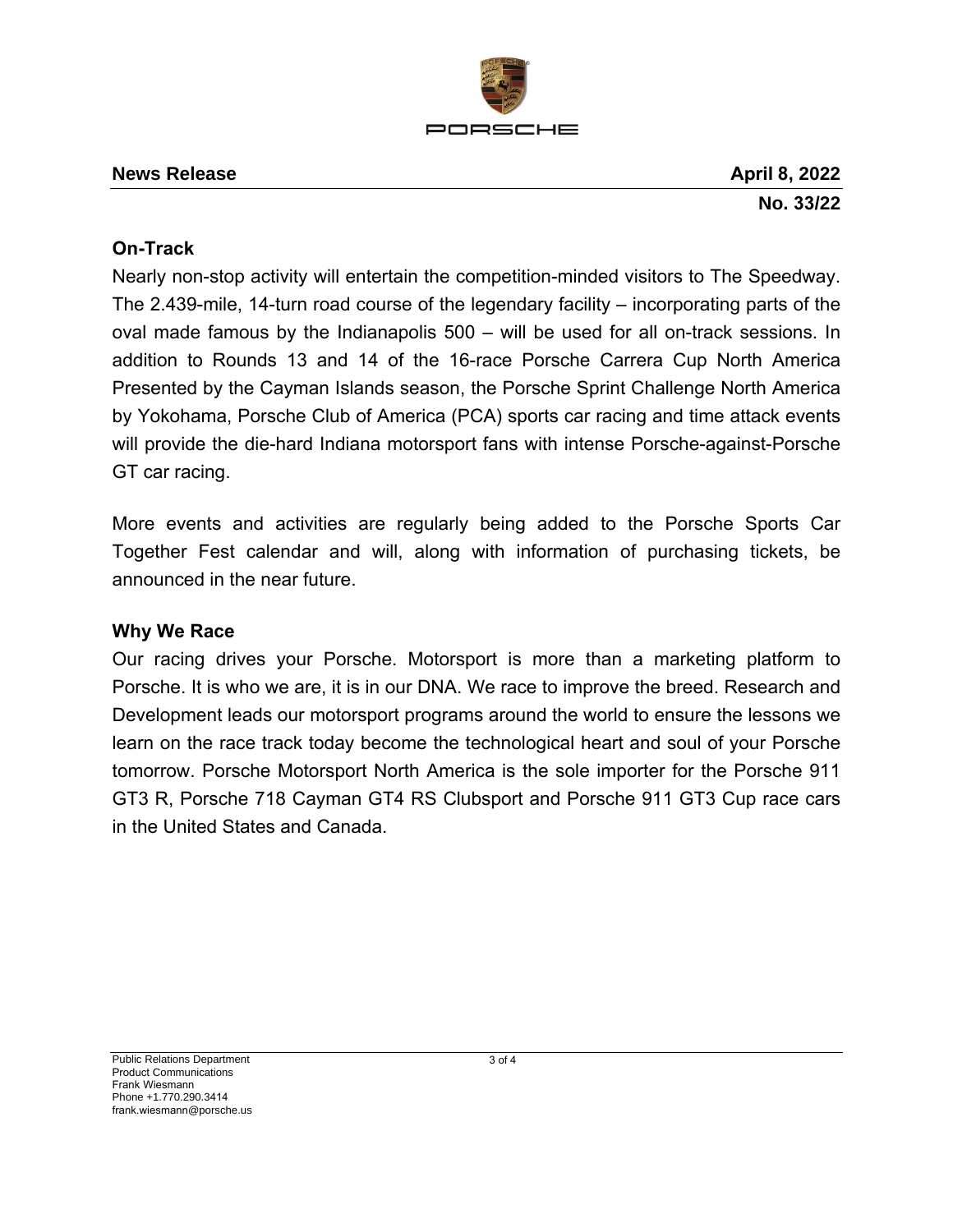**News Release** **April 8, 2022**

**No. 33/22**

## On-Track

Nearly non-stop activity will entertain the competition-minded visitors to The Speedway. The 2.439-mile, 14-turn road course of the legendary facility – incorporating parts of the oval made famous by the Indianapolis 500 – will be used for all on-track sessions. In addition to Rounds 13 and 14 of the 16-race Porsche Carrera Cup North America Presented by the Cayman Islands season, the Porsche Sprint Challenge North America by Yokohama, Porsche Club of America (PCA) sports car racing and time attack events will provide the die-hard Indiana motorsport fans with intense Porsche-against-Porsche GT car racing.

More events and activities are regularly being added to the Porsche Sports Car Together Fest calendar and will, along with information of purchasing tickets, be announced in the near future.

## Why We Race

Our racing drives your Porsche. Motorsport is more than a marketing platform to Porsche. It is who we are, it is in our DNA. We race to improve the breed. Research and Development leads our motorsport programs around the world to ensure the lessons we learn on the race track today become the technological heart and soul of your Porsche tomorrow. Porsche Motorsport North America is the sole importer for the Porsche 911 GT3 R, Porsche 718 Cayman GT4 RS Clubsport and Porsche 911 GT3 Cup race cars in the United States and Canada.

Public Relations Department
Product Communications
Frank Wiesmann
Phone +1.770.290.3414
frank.wiesmann@porsche.us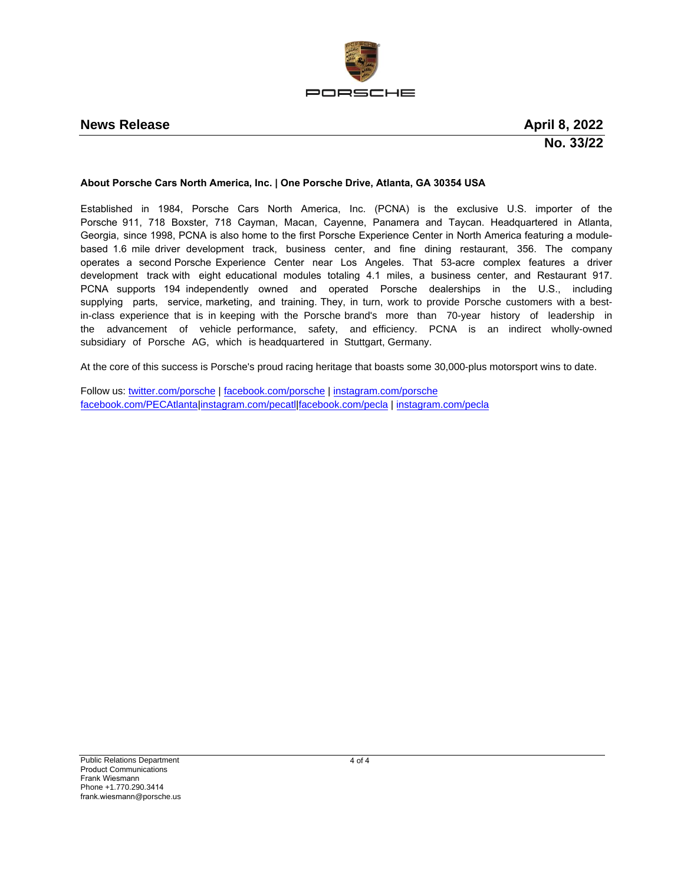**News Release** **April 8, 2022**

**No. 33/22**

**About Porsche Cars North America, Inc. | One Porsche Drive, Atlanta, GA 30354 USA**

Established in 1984, Porsche Cars North America, Inc. (PCNA) is the exclusive U.S. importer of the Porsche 911, 718 Boxster, 718 Cayman, Macan, Cayenne, Panamera and Taycan. Headquartered in Atlanta, Georgia, since 1998, PCNA is also home to the first Porsche Experience Center in North America featuring a module-based 1.6 mile driver development track, business center, and fine dining restaurant, 356. The company operates a second Porsche Experience Center near Los Angeles. That 53-acre complex features a driver development track with eight educational modules totaling 4.1 miles, a business center, and Restaurant 917. PCNA supports 194 independently owned and operated Porsche dealerships in the U.S., including supplying parts, service, marketing, and training. They, in turn, work to provide Porsche customers with a best-in-class experience that is in keeping with the Porsche brand's more than 70-year history of leadership in the advancement of vehicle performance, safety, and efficiency. PCNA is an indirect wholly-owned subsidiary of Porsche AG, which is headquartered in Stuttgart, Germany.

At the core of this success is Porsche's proud racing heritage that boasts some 30,000-plus motorsport wins to date.

Follow us: twitter.com/porsche | facebook.com/porsche | instagram.com/porsche
facebook.com/PECAtlanta|instagram.com/pecatl|facebook.com/pecla | instagram.com/pecla

Public Relations Department
Product Communications
Frank Wiesmann
Phone +1.770.290.3414
frank.wiesmann@porsche.us